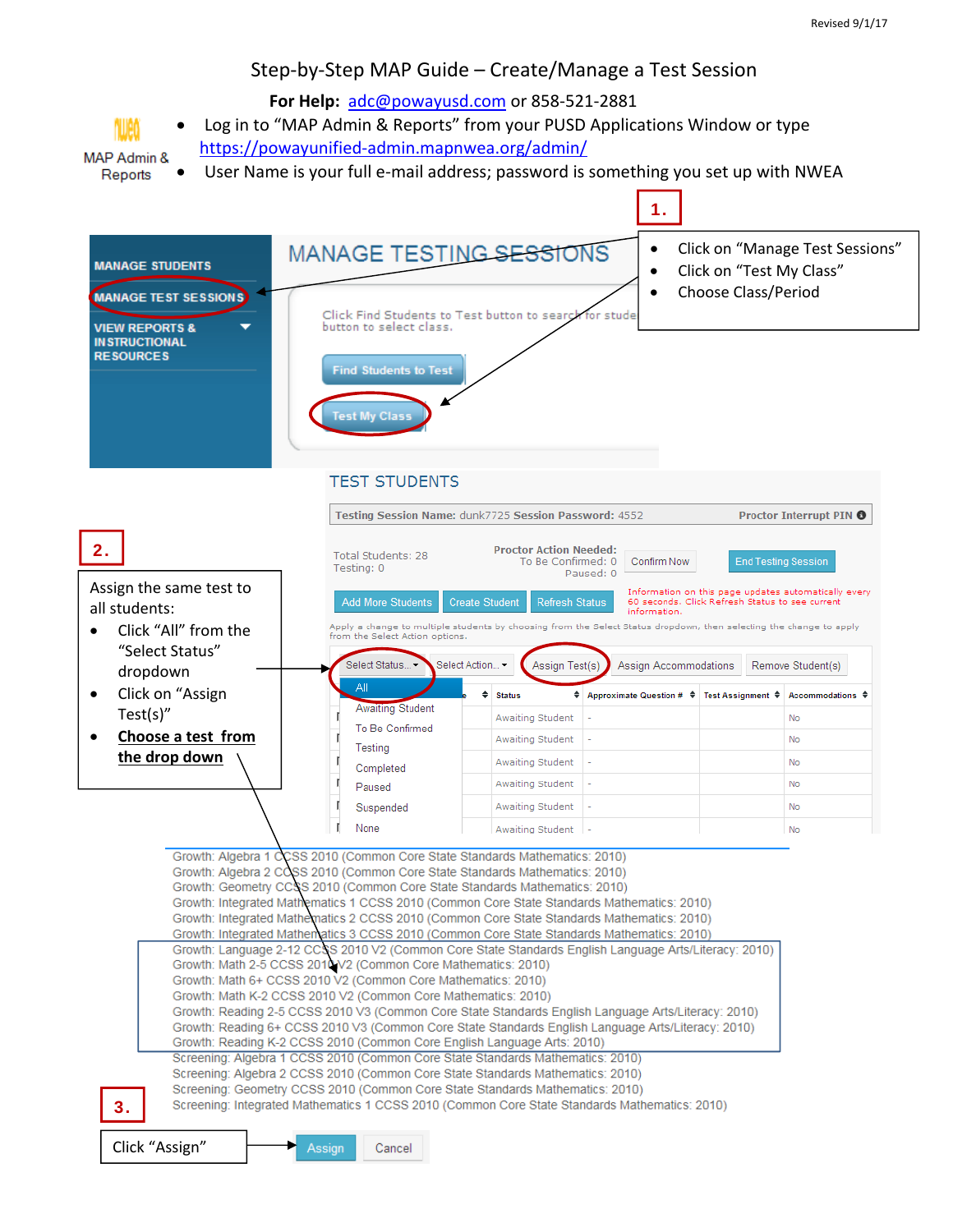Revised 9/1/17

# Step-by-Step MAP Guide – Create/Manage a Test Session

**For Help:** adc@powayusd.com or 858-521-2881

MAP Admin & Reports

- Log in to "MAP Admin & Reports" from your PUSD Applications Window or type https://powayunified-admin.mapnwea.org/admin/
- User Name is your full e-mail address; password is something you set up with NWEA

**1.**

- Click on "Manage Test Sessions"
- Click on "Test My Class"
- Choose Class/Period

MANAGE STUDENTS
MANAGE TEST SESSIONS
VIEW REPORTS & INSTRUCTIONAL RESOURCES

MANAGE TESTING SESSIONS

Click Find Students to Test button to search for stude... button to select class.

Find Students to Test

Test My Class

**2.**

Assign the same test to all students:

- Click "All" from the "Select Status" dropdown
- Click on "Assign Test(s)"
- **Choose a test from the drop down**

TEST STUDENTS

Testing Session Name: dunk7725 Session Password: 4552 Proctor Interrupt PIN

Total Students: 28
Testing: 0

Proctor Action Needed:
To Be Confirmed: 0
Paused: 0

Confirm Now | End Testing Session

Add More Students | Create Student | Refresh Status

Information on this page updates automatically every 60 seconds. Click Refresh Status to see current information.

Apply a change to multiple students by choosing from the Select Status dropdown, then selecting the change to apply from the Select Action options.

Select Status... | Select Action... | Assign Test(s) | Assign Accommodations | Remove Student(s)

Select Status options: All, Awaiting Student, To Be Confirmed, Testing, Completed, Paused, Suspended, None

| Status | Approximate Question # | Test Assignment | Accommodations |
|---|---|---|---|
| Awaiting Student | - | | No |
| Awaiting Student | - | | No |
| Awaiting Student | - | | No |
| Awaiting Student | - | | No |
| Awaiting Student | - | | No |
| Awaiting Student | - | | No |

Growth: Algebra 1 CCSS 2010 (Common Core State Standards Mathematics: 2010)
Growth: Algebra 2 CCSS 2010 (Common Core State Standards Mathematics: 2010)
Growth: Geometry CCSS 2010 (Common Core State Standards Mathematics: 2010)
Growth: Integrated Mathematics 1 CCSS 2010 (Common Core State Standards Mathematics: 2010)
Growth: Integrated Mathematics 2 CCSS 2010 (Common Core State Standards Mathematics: 2010)
Growth: Integrated Mathematics 3 CCSS 2010 (Common Core State Standards Mathematics: 2010)
Growth: Language 2-12 CCSS 2010 V2 (Common Core State Standards English Language Arts/Literacy: 2010)
Growth: Math 2-5 CCSS 2010 V2 (Common Core Mathematics: 2010)
Growth: Math 6+ CCSS 2010 V2 (Common Core Mathematics: 2010)
Growth: Math K-2 CCSS 2010 V2 (Common Core Mathematics: 2010)
Growth: Reading 2-5 CCSS 2010 V3 (Common Core State Standards English Language Arts/Literacy: 2010)
Growth: Reading 6+ CCSS 2010 V3 (Common Core State Standards English Language Arts/Literacy: 2010)
Growth: Reading K-2 CCSS 2010 (Common Core English Language Arts: 2010)
Screening: Algebra 1 CCSS 2010 (Common Core State Standards Mathematics: 2010)
Screening: Algebra 2 CCSS 2010 (Common Core State Standards Mathematics: 2010)
Screening: Geometry CCSS 2010 (Common Core State Standards Mathematics: 2010)
Screening: Integrated Mathematics 1 CCSS 2010 (Common Core State Standards Mathematics: 2010)

**3.**

Click "Assign"

Assign | Cancel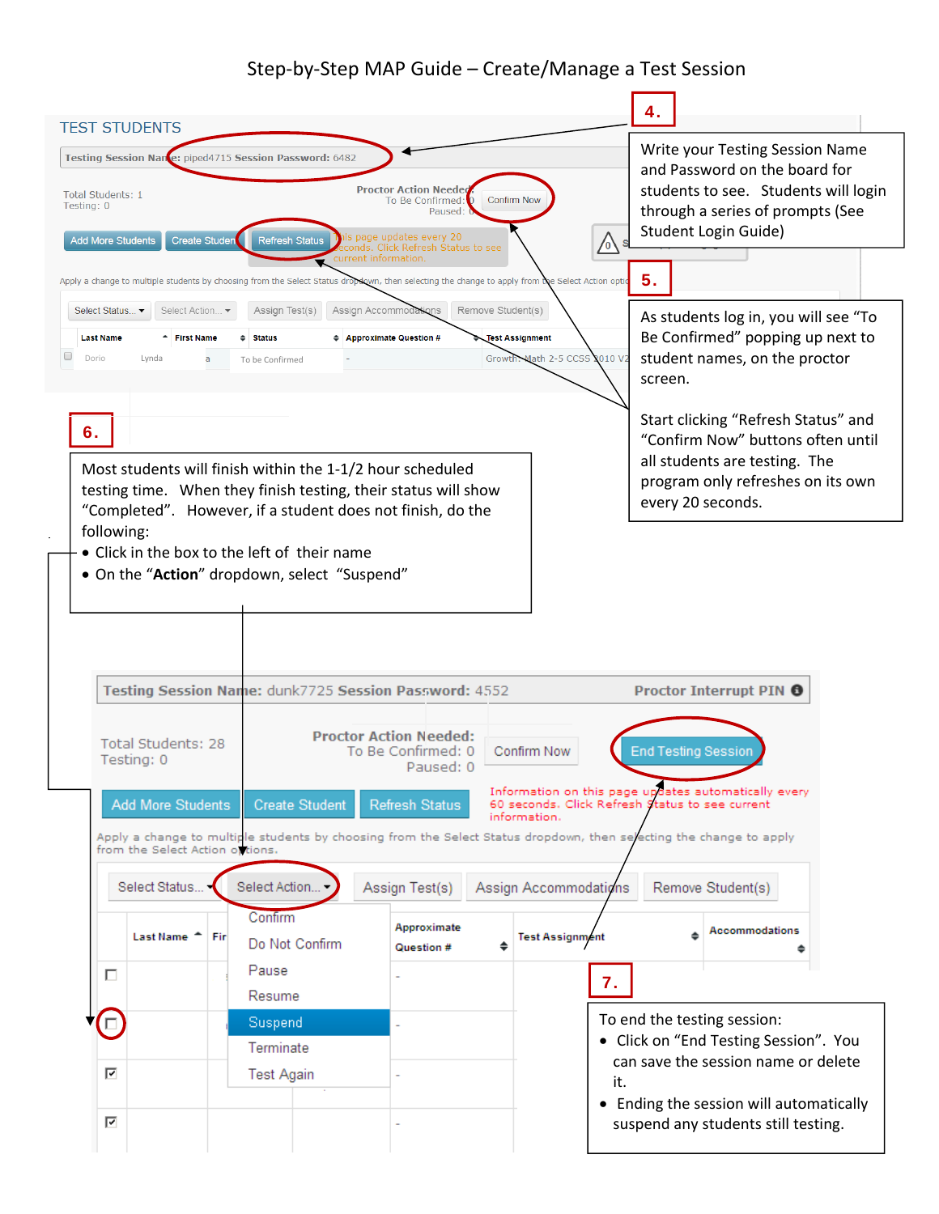# Step-by-Step MAP Guide – Create/Manage a Test Session

TEST STUDENTS

Testing Session Name: piped4715 Session Password: 6482

Total Students: 1
Testing: 0

Proctor Action Needed:
To Be Confirmed: 0
Paused: 0

Confirm Now

Add More Students | Create Student | Refresh Status

This page updates every 20 seconds. Click Refresh Status to see current information.

Apply a change to multiple students by choosing from the Select Status dropdown, then selecting the change to apply from the Select Action options.

Select Status... | Select Action... | Assign Test(s) | Assign Accommodations | Remove Student(s)

| Last Name | First Name | Status | Approximate Question # | Test Assignment |
|---|---|---|---|---|
| Dorio | Lynda | To be Confirmed | - | Growth: Math 2-5 CCSS 2010 V2 |

**4.**

Write your Testing Session Name and Password on the board for students to see. Students will login through a series of prompts (See Student Login Guide)

**5.**

As students log in, you will see "To Be Confirmed" popping up next to student names, on the proctor screen.

Start clicking "Refresh Status" and "Confirm Now" buttons often until all students are testing. The program only refreshes on its own every 20 seconds.

**6.**

Most students will finish within the 1-1/2 hour scheduled testing time. When they finish testing, their status will show "Completed". However, if a student does not finish, do the following:

- Click in the box to the left of their name
- On the "**Action**" dropdown, select "Suspend"

Testing Session Name: dunk7725 Session Password: 4552 — Proctor Interrupt PIN

Total Students: 28
Testing: 0

Proctor Action Needed:
To Be Confirmed: 0
Paused: 0

Confirm Now | End Testing Session

Add More Students | Create Student | Refresh Status

Information on this page updates automatically every 60 seconds. Click Refresh Status to see current information.

Apply a change to multiple students by choosing from the Select Status dropdown, then selecting the change to apply from the Select Action options.

Select Status... | Select Action... | Assign Test(s) | Assign Accommodations | Remove Student(s)

Select Action options: Confirm, Do Not Confirm, Pause, Resume, Suspend, Terminate, Test Again

| | Last Name | Fir | Approximate Question # | Test Assignment | Accommodations |
|---|---|---|---|---|---|
| ☐ | | | - | | |
| ☐ | | | - | | |
| ☑ | | | - | | |
| ☑ | | | - | | |

**7.**

To end the testing session:

- Click on "End Testing Session". You can save the session name or delete it.
- Ending the session will automatically suspend any students still testing.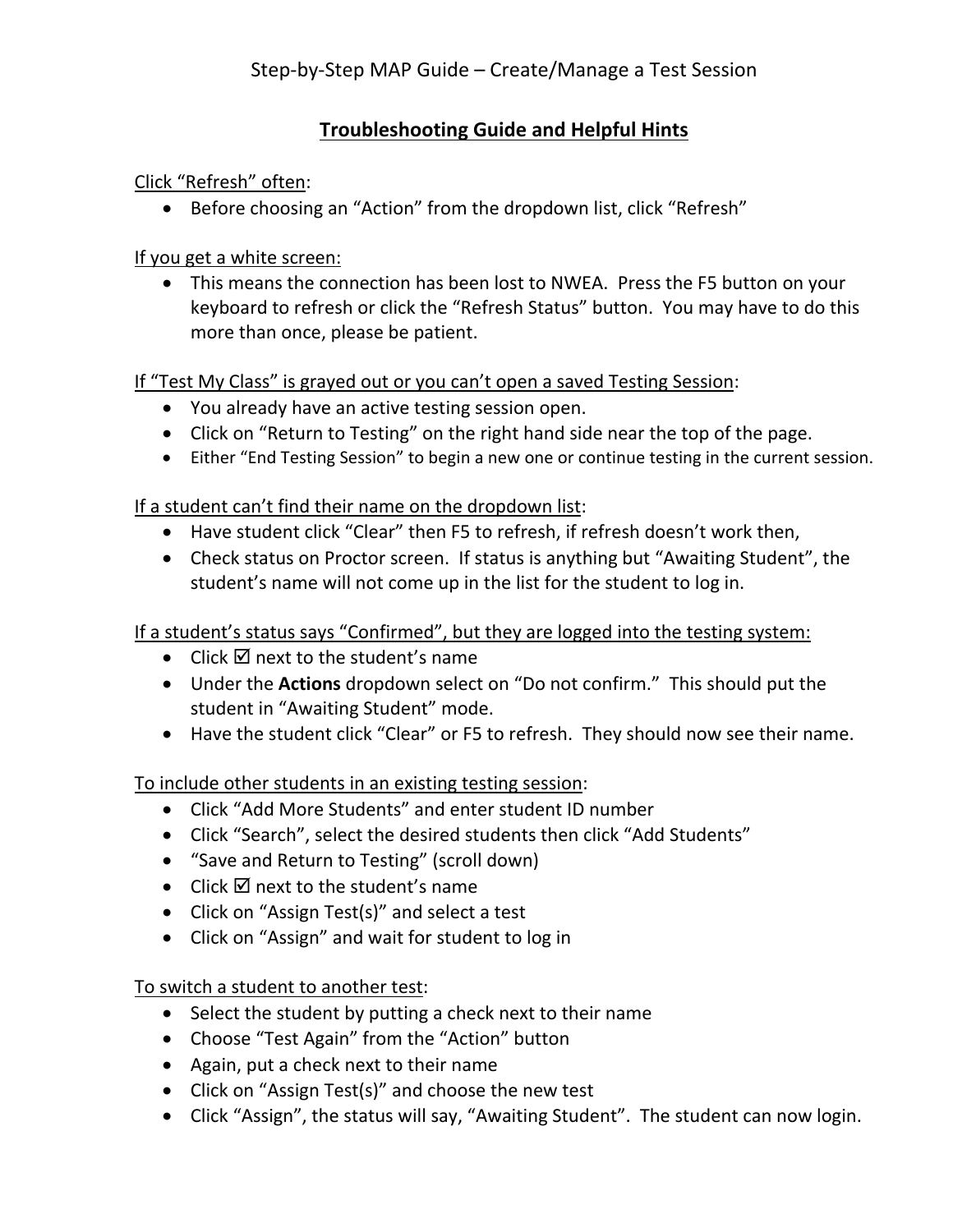Step-by-Step MAP Guide – Create/Manage a Test Session

## Troubleshooting Guide and Helpful Hints

Click "Refresh" often:

- Before choosing an "Action" from the dropdown list, click "Refresh"

If you get a white screen:

- This means the connection has been lost to NWEA. Press the F5 button on your keyboard to refresh or click the "Refresh Status" button. You may have to do this more than once, please be patient.

If "Test My Class" is grayed out or you can't open a saved Testing Session:

- You already have an active testing session open.
- Click on "Return to Testing" on the right hand side near the top of the page.
- Either "End Testing Session" to begin a new one or continue testing in the current session.

If a student can't find their name on the dropdown list:

- Have student click "Clear" then F5 to refresh, if refresh doesn't work then,
- Check status on Proctor screen. If status is anything but "Awaiting Student", the student's name will not come up in the list for the student to log in.

If a student's status says "Confirmed", but they are logged into the testing system:

- Click ☑ next to the student's name
- Under the **Actions** dropdown select on "Do not confirm." This should put the student in "Awaiting Student" mode.
- Have the student click "Clear" or F5 to refresh. They should now see their name.

To include other students in an existing testing session:

- Click "Add More Students" and enter student ID number
- Click "Search", select the desired students then click "Add Students"
- "Save and Return to Testing" (scroll down)
- Click ☑ next to the student's name
- Click on "Assign Test(s)" and select a test
- Click on "Assign" and wait for student to log in

To switch a student to another test:

- Select the student by putting a check next to their name
- Choose "Test Again" from the "Action" button
- Again, put a check next to their name
- Click on "Assign Test(s)" and choose the new test
- Click "Assign", the status will say, "Awaiting Student". The student can now login.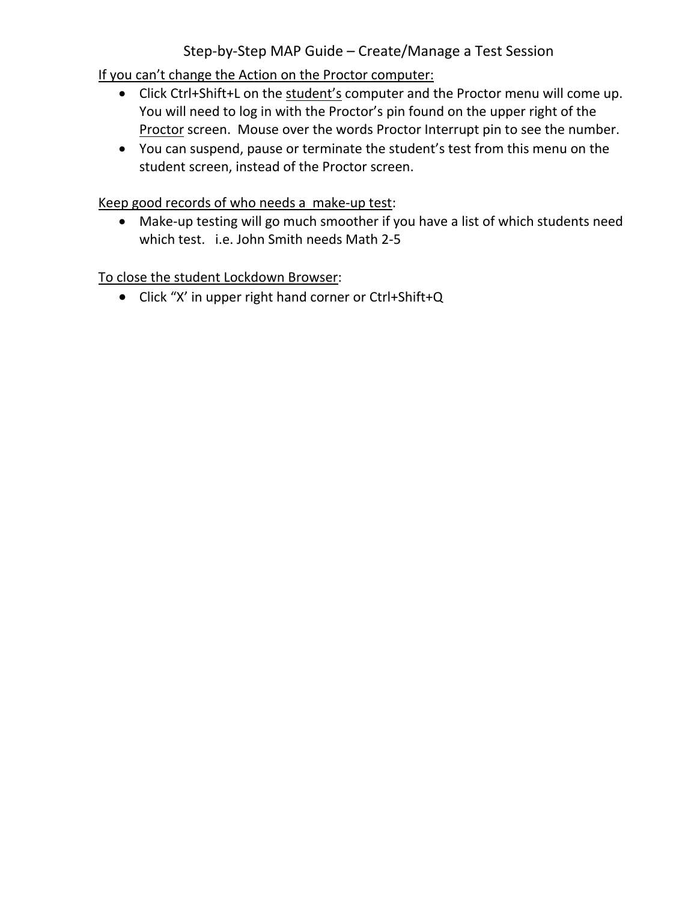Step-by-Step MAP Guide – Create/Manage a Test Session

<u>If you can't change the Action on the Proctor computer:</u>

- Click Ctrl+Shift+L on the <u>student's</u> computer and the Proctor menu will come up. You will need to log in with the Proctor's pin found on the upper right of the <u>Proctor</u> screen. Mouse over the words Proctor Interrupt pin to see the number.
- You can suspend, pause or terminate the student's test from this menu on the student screen, instead of the Proctor screen.

<u>Keep good records of who needs a make-up test</u>:

- Make-up testing will go much smoother if you have a list of which students need which test. i.e. John Smith needs Math 2-5

<u>To close the student Lockdown Browser</u>:

- Click "X' in upper right hand corner or Ctrl+Shift+Q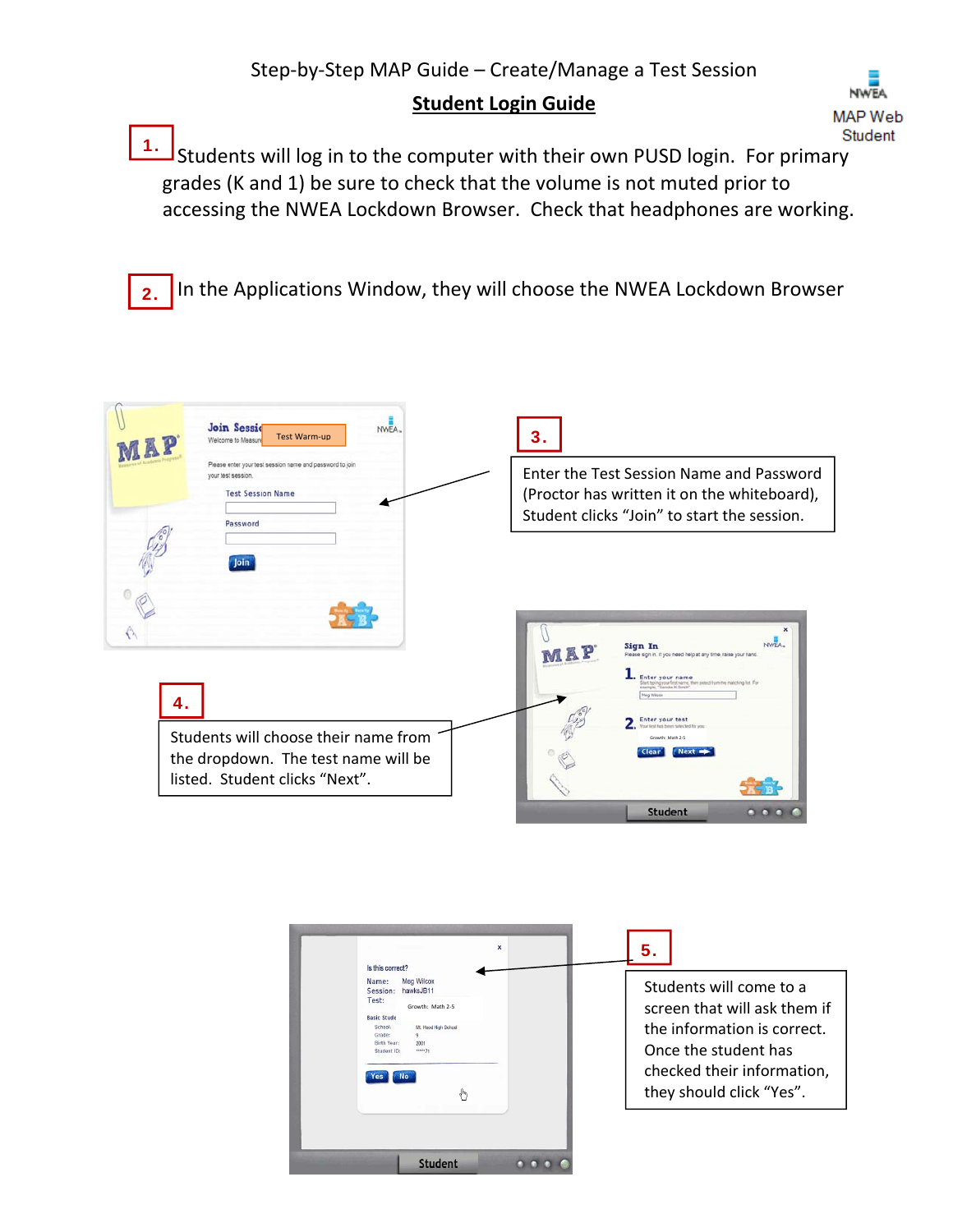Step-by-Step MAP Guide – Create/Manage a Test Session

**Student Login Guide**

1. Students will log in to the computer with their own PUSD login. For primary grades (K and 1) be sure to check that the volume is not muted prior to accessing the NWEA Lockdown Browser. Check that headphones are working.

2. In the Applications Window, they will choose the NWEA Lockdown Browser

3. Enter the Test Session Name and Password (Proctor has written it on the whiteboard), Student clicks "Join" to start the session.

4. Students will choose their name from the dropdown. The test name will be listed. Student clicks "Next".

5. Students will come to a screen that will ask them if the information is correct. Once the student has checked their information, they should click "Yes".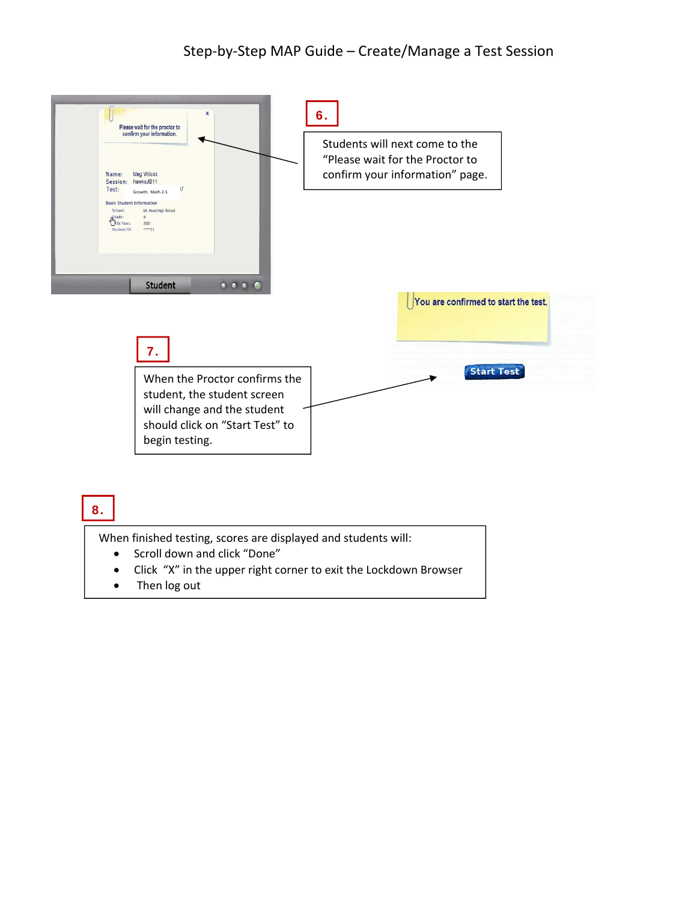# Step-by-Step MAP Guide – Create/Manage a Test Session

**6.**

Students will next come to the “Please wait for the Proctor to confirm your information” page.

**7.**

When the Proctor confirms the student, the student screen will change and the student should click on “Start Test” to begin testing.

**8.**

When finished testing, scores are displayed and students will:

- Scroll down and click “Done”
- Click “X” in the upper right corner to exit the Lockdown Browser
- Then log out